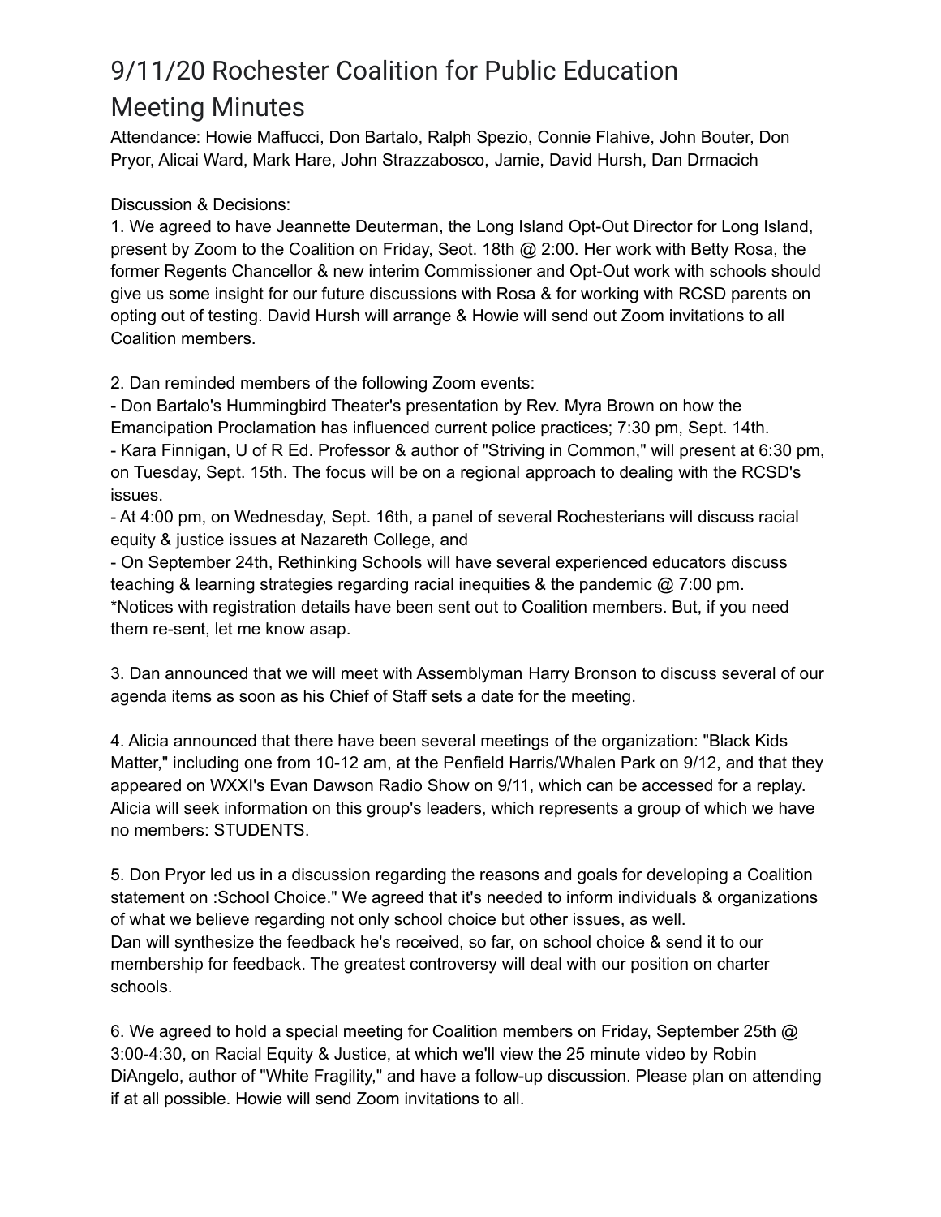# 9/11/20 Rochester Coalition for Public Education Meeting Minutes

Attendance: Howie Maffucci, Don Bartalo, Ralph Spezio, Connie Flahive, John Bouter, Don Pryor, Alicai Ward, Mark Hare, John Strazzabosco, Jamie, David Hursh, Dan Drmacich

Discussion & Decisions:

1. We agreed to have Jeannette Deuterman, the Long Island Opt-Out Director for Long Island, present by Zoom to the Coalition on Friday, Seot. 18th @ 2:00. Her work with Betty Rosa, the former Regents Chancellor & new interim Commissioner and Opt-Out work with schools should give us some insight for our future discussions with Rosa & for working with RCSD parents on opting out of testing. David Hursh will arrange & Howie will send out Zoom invitations to all Coalition members.

2. Dan reminded members of the following Zoom events:
- Don Bartalo's Hummingbird Theater's presentation by Rev. Myra Brown on how the Emancipation Proclamation has influenced current police practices; 7:30 pm, Sept. 14th.
- Kara Finnigan, U of R Ed. Professor & author of "Striving in Common," will present at 6:30 pm, on Tuesday, Sept. 15th. The focus will be on a regional approach to dealing with the RCSD's issues.
- At 4:00 pm, on Wednesday, Sept. 16th, a panel of several Rochesterians will discuss racial equity & justice issues at Nazareth College, and
- On September 24th, Rethinking Schools will have several experienced educators discuss teaching & learning strategies regarding racial inequities & the pandemic @ 7:00 pm.

*Notices with registration details have been sent out to Coalition members. But, if you need them re-sent, let me know asap.

3. Dan announced that we will meet with Assemblyman Harry Bronson to discuss several of our agenda items as soon as his Chief of Staff sets a date for the meeting.

4. Alicia announced that there have been several meetings of the organization: "Black Kids Matter," including one from 10-12 am, at the Penfield Harris/Whalen Park on 9/12, and that they appeared on WXXI's Evan Dawson Radio Show on 9/11, which can be accessed for a replay. Alicia will seek information on this group's leaders, which represents a group of which we have no members: STUDENTS.

5. Don Pryor led us in a discussion regarding the reasons and goals for developing a Coalition statement on :School Choice." We agreed that it's needed to inform individuals & organizations of what we believe regarding not only school choice but other issues, as well.
Dan will synthesize the feedback he's received, so far, on school choice & send it to our membership for feedback. The greatest controversy will deal with our position on charter schools.

6. We agreed to hold a special meeting for Coalition members on Friday, September 25th @ 3:00-4:30, on Racial Equity & Justice, at which we'll view the 25 minute video by Robin DiAngelo, author of "White Fragility," and have a follow-up discussion. Please plan on attending if at all possible. Howie will send Zoom invitations to all.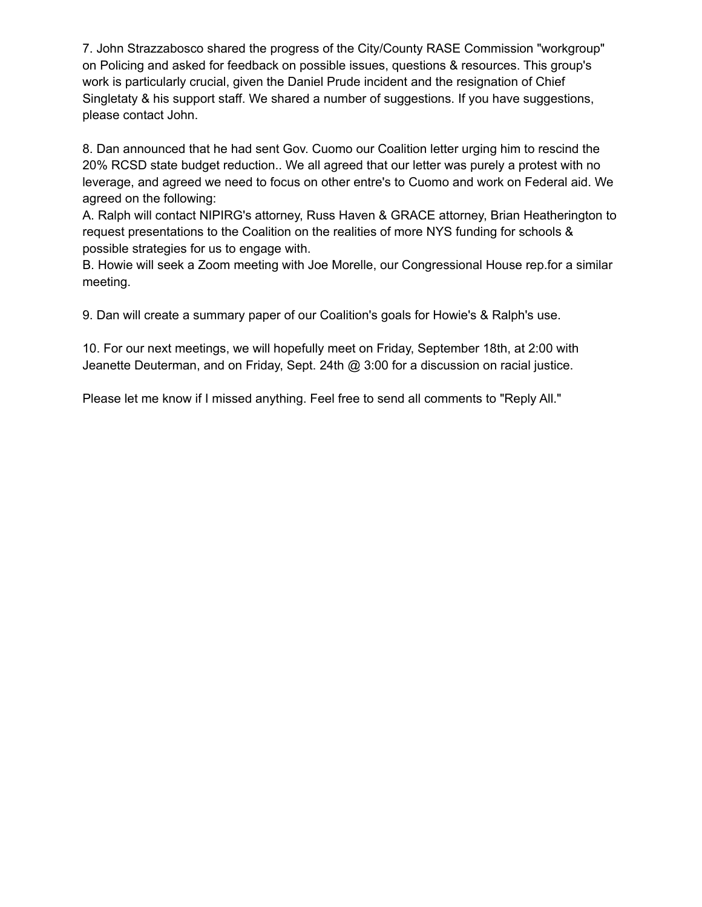7. John Strazzabosco shared the progress of the City/County RASE Commission "workgroup" on Policing and asked for feedback on possible issues, questions & resources. This group's work is particularly crucial, given the Daniel Prude incident and the resignation of Chief Singletaty & his support staff. We shared a number of suggestions. If you have suggestions, please contact John.

8. Dan announced that he had sent Gov. Cuomo our Coalition letter urging him to rescind the 20% RCSD state budget reduction.. We all agreed that our letter was purely a protest with no leverage, and agreed we need to focus on other entre's to Cuomo and work on Federal aid. We agreed on the following:
A. Ralph will contact NIPIRG's attorney, Russ Haven & GRACE attorney, Brian Heatherington to request presentations to the Coalition on the realities of more NYS funding for schools & possible strategies for us to engage with.
B. Howie will seek a Zoom meeting with Joe Morelle, our Congressional House rep.for a similar meeting.

9. Dan will create a summary paper of our Coalition's goals for Howie's & Ralph's use.

10. For our next meetings, we will hopefully meet on Friday, September 18th, at 2:00 with Jeanette Deuterman, and on Friday, Sept. 24th @ 3:00 for a discussion on racial justice.

Please let me know if I missed anything. Feel free to send all comments to "Reply All."